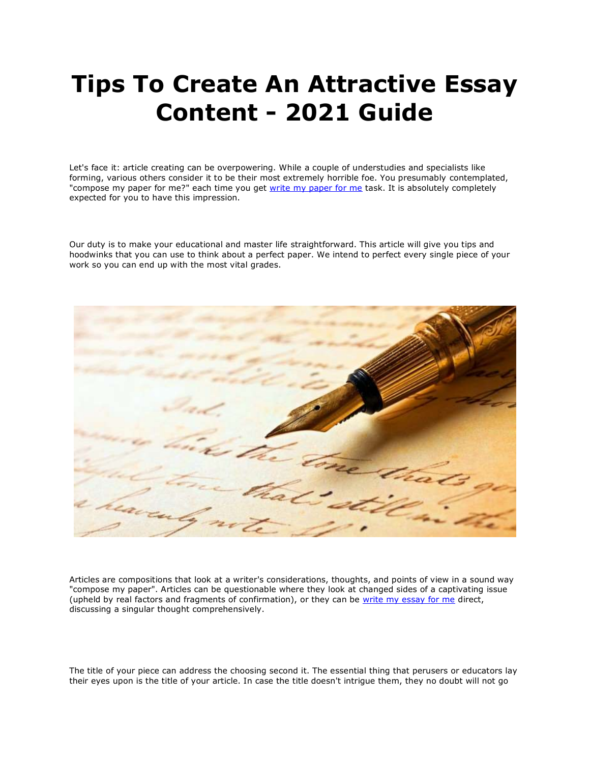# Tips To Create An Attractive Essay Content - 2021 Guide

Let's face it: article creating can be overpowering. While a couple of understudies and specialists like forming, various others consider it to be their most extremely horrible foe. You presumably contemplated, "compose my paper for me?" each time you get [write my paper for me] task. It is absolutely completely expected for you to have this impression.

Our duty is to make your educational and master life straightforward. This article will give you tips and hoodwinks that you can use to think about a perfect paper. We intend to perfect every single piece of your work so you can end up with the most vital grades.

Articles are compositions that look at a writer's considerations, thoughts, and points of view in a sound way "compose my paper". Articles can be questionable where they look at changed sides of a captivating issue (upheld by real factors and fragments of confirmation), or they can be [write my essay for me] direct, discussing a singular thought comprehensively.

The title of your piece can address the choosing second it. The essential thing that perusers or educators lay their eyes upon is the title of your article. In case the title doesn't intrigue them, they no doubt will not go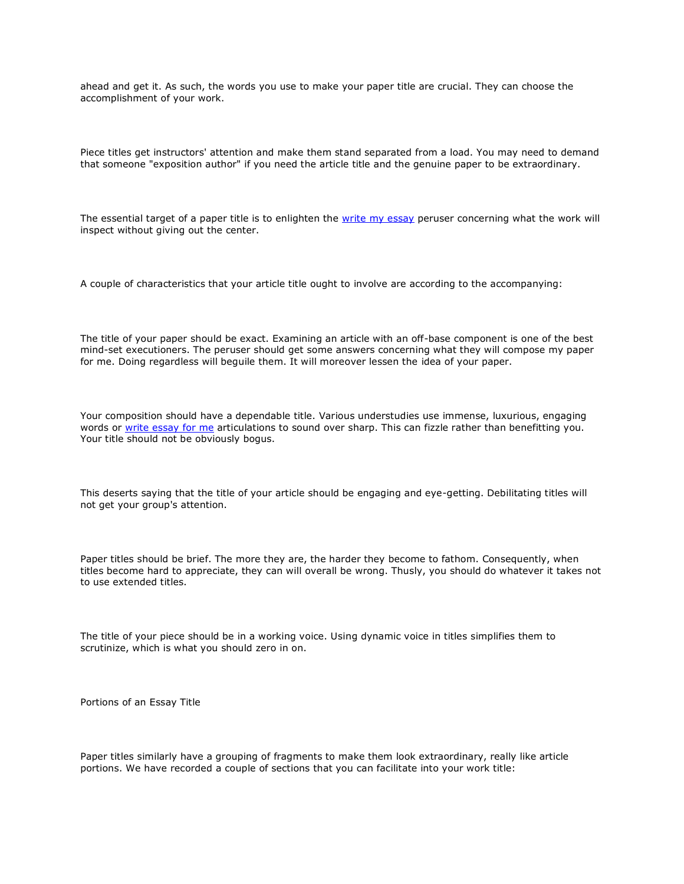ahead and get it. As such, the words you use to make your paper title are crucial. They can choose the accomplishment of your work.

Piece titles get instructors' attention and make them stand separated from a load. You may need to demand that someone "exposition author" if you need the article title and the genuine paper to be extraordinary.

The essential target of a paper title is to enlighten the [write my essay]() peruser concerning what the work will inspect without giving out the center.

A couple of characteristics that your article title ought to involve are according to the accompanying:

The title of your paper should be exact. Examining an article with an off-base component is one of the best mind-set executioners. The peruser should get some answers concerning what they will compose my paper for me. Doing regardless will beguile them. It will moreover lessen the idea of your paper.

Your composition should have a dependable title. Various understudies use immense, luxurious, engaging words or [write essay for me]() articulations to sound over sharp. This can fizzle rather than benefitting you. Your title should not be obviously bogus.

This deserts saying that the title of your article should be engaging and eye-getting. Debilitating titles will not get your group's attention.

Paper titles should be brief. The more they are, the harder they become to fathom. Consequently, when titles become hard to appreciate, they can will overall be wrong. Thusly, you should do whatever it takes not to use extended titles.

The title of your piece should be in a working voice. Using dynamic voice in titles simplifies them to scrutinize, which is what you should zero in on.

Portions of an Essay Title

Paper titles similarly have a grouping of fragments to make them look extraordinary, really like article portions. We have recorded a couple of sections that you can facilitate into your work title: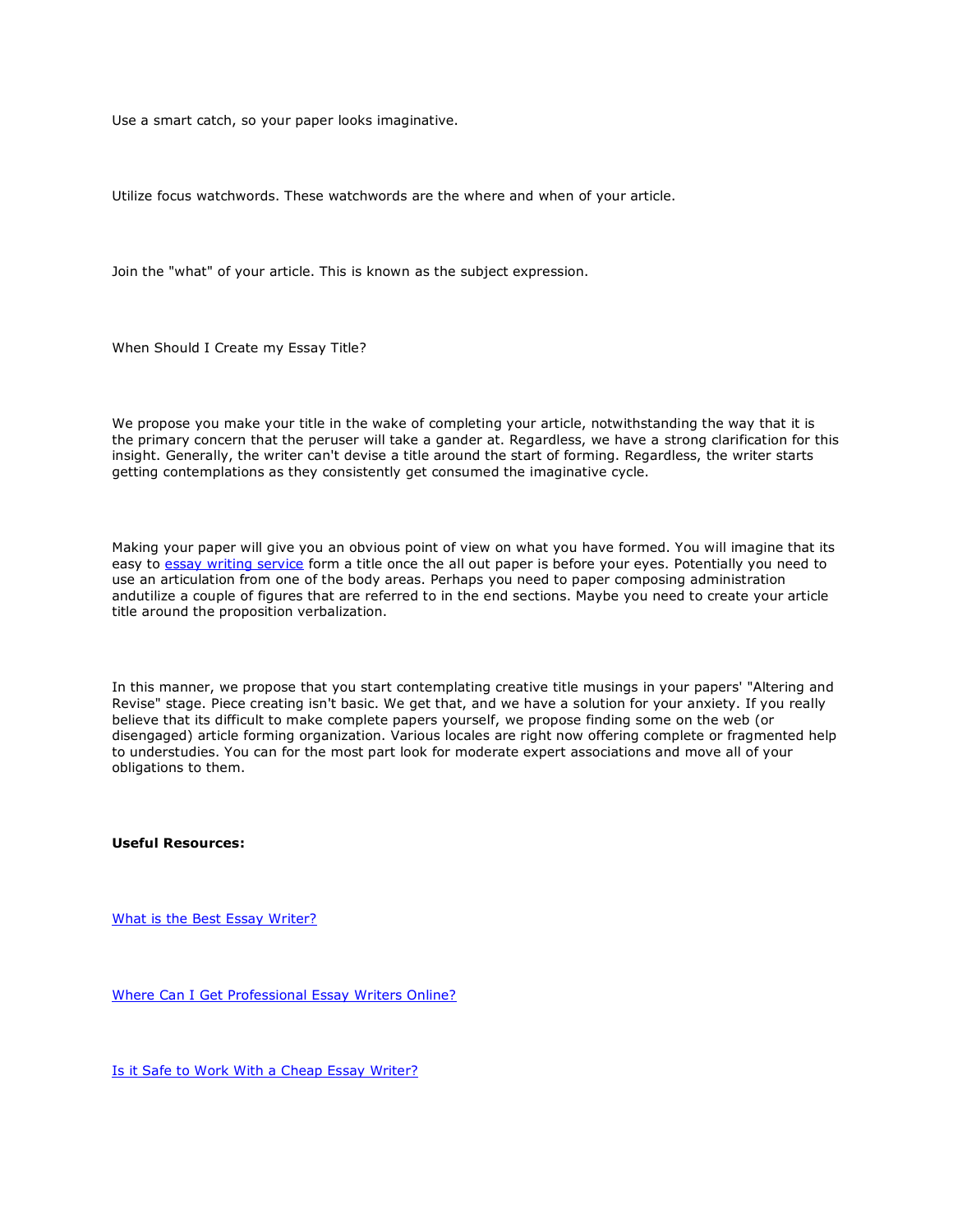Use a smart catch, so your paper looks imaginative.

Utilize focus watchwords. These watchwords are the where and when of your article.

Join the "what" of your article. This is known as the subject expression.

When Should I Create my Essay Title?

We propose you make your title in the wake of completing your article, notwithstanding the way that it is the primary concern that the peruser will take a gander at. Regardless, we have a strong clarification for this insight. Generally, the writer can't devise a title around the start of forming. Regardless, the writer starts getting contemplations as they consistently get consumed the imaginative cycle.

Making your paper will give you an obvious point of view on what you have formed. You will imagine that its easy to [essay writing service]() form a title once the all out paper is before your eyes. Potentially you need to use an articulation from one of the body areas. Perhaps you need to paper composing administration andutilize a couple of figures that are referred to in the end sections. Maybe you need to create your article title around the proposition verbalization.

In this manner, we propose that you start contemplating creative title musings in your papers' "Altering and Revise" stage. Piece creating isn't basic. We get that, and we have a solution for your anxiety. If you really believe that its difficult to make complete papers yourself, we propose finding some on the web (or disengaged) article forming organization. Various locales are right now offering complete or fragmented help to understudies. You can for the most part look for moderate expert associations and move all of your obligations to them.

**Useful Resources:**

[What is the Best Essay Writer?]()

[Where Can I Get Professional Essay Writers Online?]()

[Is it Safe to Work With a Cheap Essay Writer?]()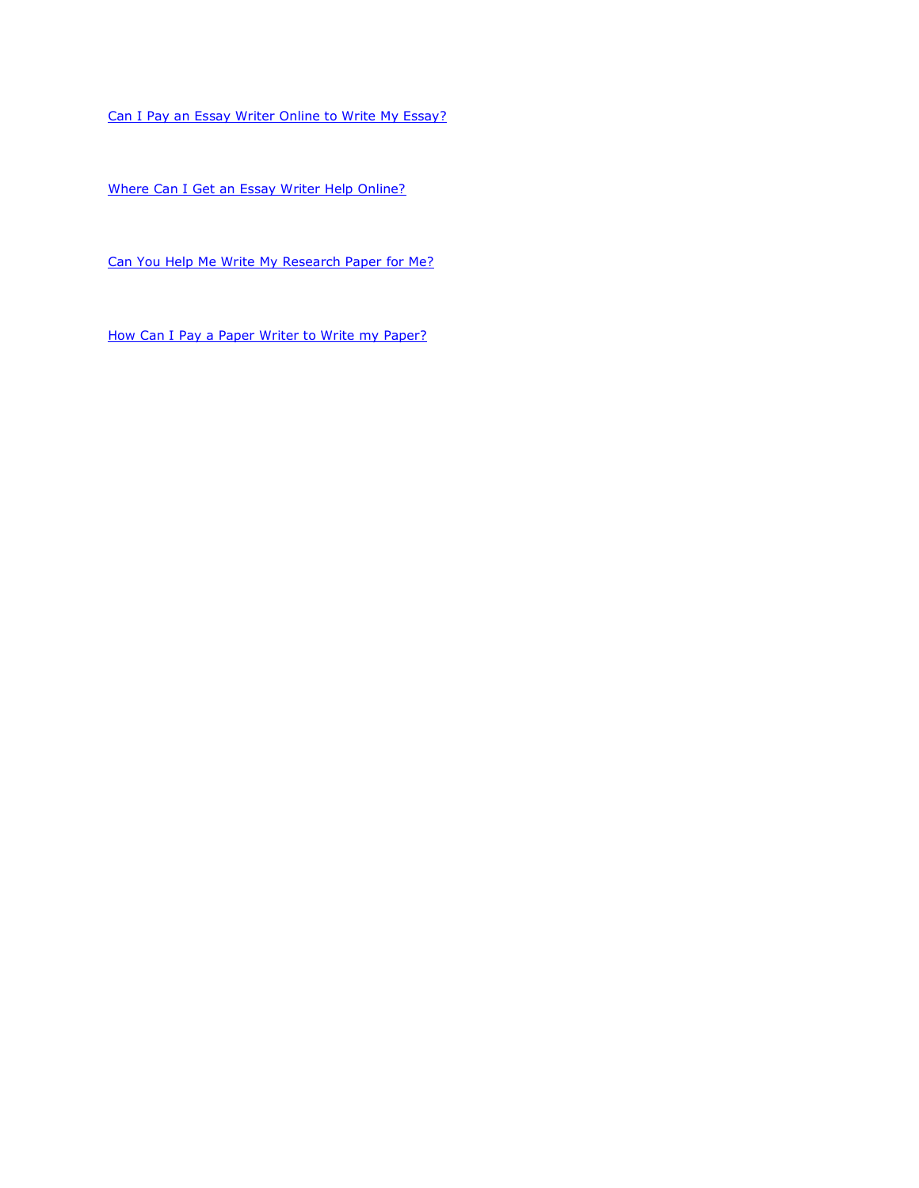Can I Pay an Essay Writer Online to Write My Essay?

Where Can I Get an Essay Writer Help Online?

Can You Help Me Write My Research Paper for Me?

How Can I Pay a Paper Writer to Write my Paper?